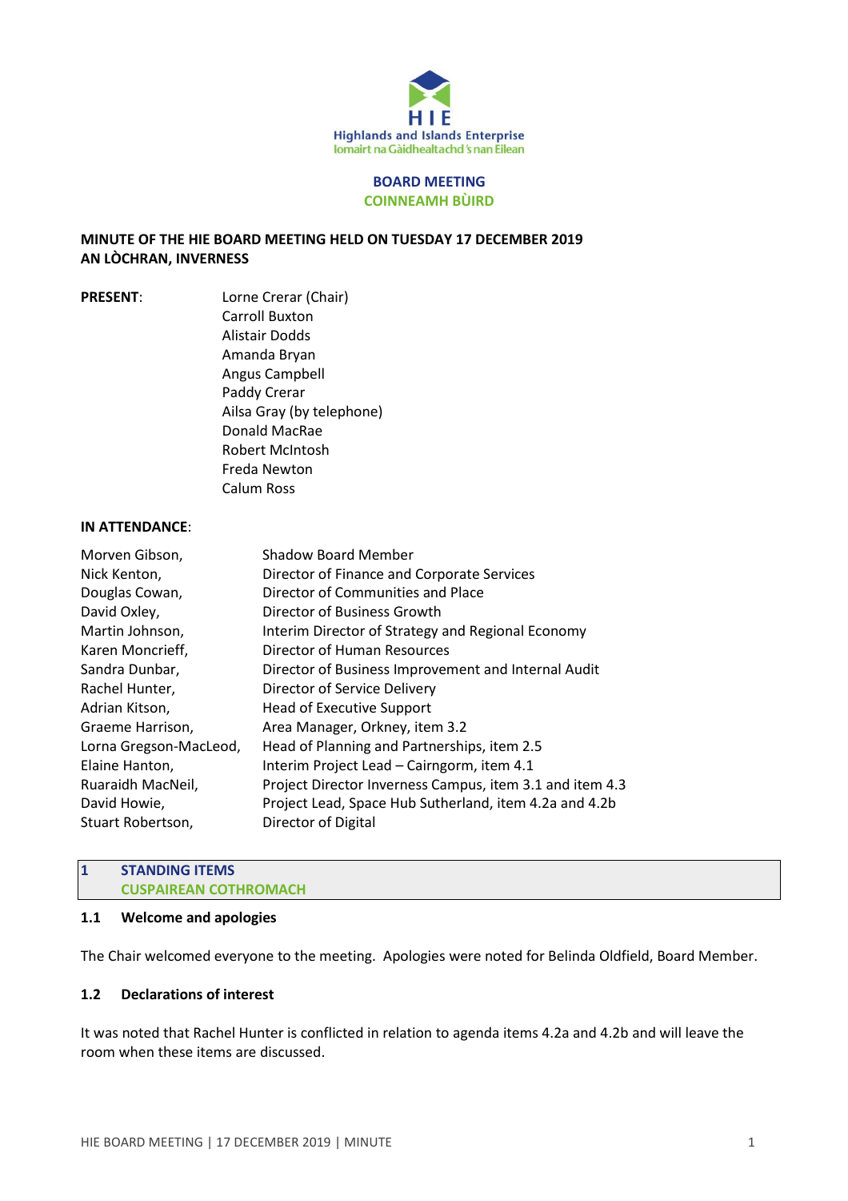HIE

Highlands and Islands Enterprise
Iomairt na Gàidhealtachd 's nan Eilean

**BOARD MEETING**
**COINNEAMH BÙIRD**

**MINUTE OF THE HIE BOARD MEETING HELD ON TUESDAY 17 DECEMBER 2019**
**AN LÒCHRAN, INVERNESS**

**PRESENT**:

Lorne Crerar (Chair)
Carroll Buxton
Alistair Dodds
Amanda Bryan
Angus Campbell
Paddy Crerar
Ailsa Gray (by telephone)
Donald MacRae
Robert McIntosh
Freda Newton
Calum Ross

**IN ATTENDANCE**:

| | |
|---|---|
| Morven Gibson, | Shadow Board Member |
| Nick Kenton, | Director of Finance and Corporate Services |
| Douglas Cowan, | Director of Communities and Place |
| David Oxley, | Director of Business Growth |
| Martin Johnson, | Interim Director of Strategy and Regional Economy |
| Karen Moncrieff, | Director of Human Resources |
| Sandra Dunbar, | Director of Business Improvement and Internal Audit |
| Rachel Hunter, | Director of Service Delivery |
| Adrian Kitson, | Head of Executive Support |
| Graeme Harrison, | Area Manager, Orkney, item 3.2 |
| Lorna Gregson-MacLeod, | Head of Planning and Partnerships, item 2.5 |
| Elaine Hanton, | Interim Project Lead – Cairngorm, item 4.1 |
| Ruaraidh MacNeil, | Project Director Inverness Campus, item 3.1 and item 4.3 |
| David Howie, | Project Lead, Space Hub Sutherland, item 4.2a and 4.2b |
| Stuart Robertson, | Director of Digital |

## 1 STANDING ITEMS
## CUSPAIREAN COTHROMACH

### 1.1 Welcome and apologies

The Chair welcomed everyone to the meeting. Apologies were noted for Belinda Oldfield, Board Member.

### 1.2 Declarations of interest

It was noted that Rachel Hunter is conflicted in relation to agenda items 4.2a and 4.2b and will leave the room when these items are discussed.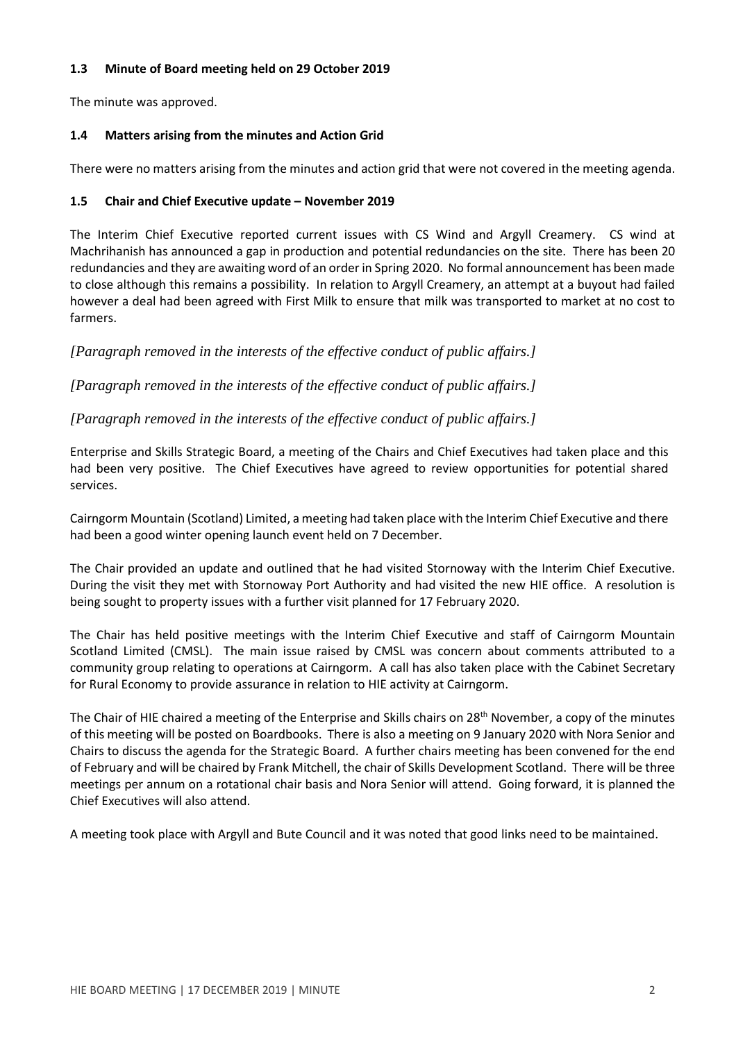### 1.3 Minute of Board meeting held on 29 October 2019

The minute was approved.

### 1.4 Matters arising from the minutes and Action Grid

There were no matters arising from the minutes and action grid that were not covered in the meeting agenda.

### 1.5 Chair and Chief Executive update – November 2019

The Interim Chief Executive reported current issues with CS Wind and Argyll Creamery. CS wind at Machrihanish has announced a gap in production and potential redundancies on the site. There has been 20 redundancies and they are awaiting word of an order in Spring 2020. No formal announcement has been made to close although this remains a possibility. In relation to Argyll Creamery, an attempt at a buyout had failed however a deal had been agreed with First Milk to ensure that milk was transported to market at no cost to farmers.

*[Paragraph removed in the interests of the effective conduct of public affairs.]*

*[Paragraph removed in the interests of the effective conduct of public affairs.]*

*[Paragraph removed in the interests of the effective conduct of public affairs.]*

Enterprise and Skills Strategic Board, a meeting of the Chairs and Chief Executives had taken place and this had been very positive. The Chief Executives have agreed to review opportunities for potential shared services.

Cairngorm Mountain (Scotland) Limited, a meeting had taken place with the Interim Chief Executive and there had been a good winter opening launch event held on 7 December.

The Chair provided an update and outlined that he had visited Stornoway with the Interim Chief Executive. During the visit they met with Stornoway Port Authority and had visited the new HIE office. A resolution is being sought to property issues with a further visit planned for 17 February 2020.

The Chair has held positive meetings with the Interim Chief Executive and staff of Cairngorm Mountain Scotland Limited (CMSL). The main issue raised by CMSL was concern about comments attributed to a community group relating to operations at Cairngorm. A call has also taken place with the Cabinet Secretary for Rural Economy to provide assurance in relation to HIE activity at Cairngorm.

The Chair of HIE chaired a meeting of the Enterprise and Skills chairs on 28th November, a copy of the minutes of this meeting will be posted on Boardbooks. There is also a meeting on 9 January 2020 with Nora Senior and Chairs to discuss the agenda for the Strategic Board. A further chairs meeting has been convened for the end of February and will be chaired by Frank Mitchell, the chair of Skills Development Scotland. There will be three meetings per annum on a rotational chair basis and Nora Senior will attend. Going forward, it is planned the Chief Executives will also attend.

A meeting took place with Argyll and Bute Council and it was noted that good links need to be maintained.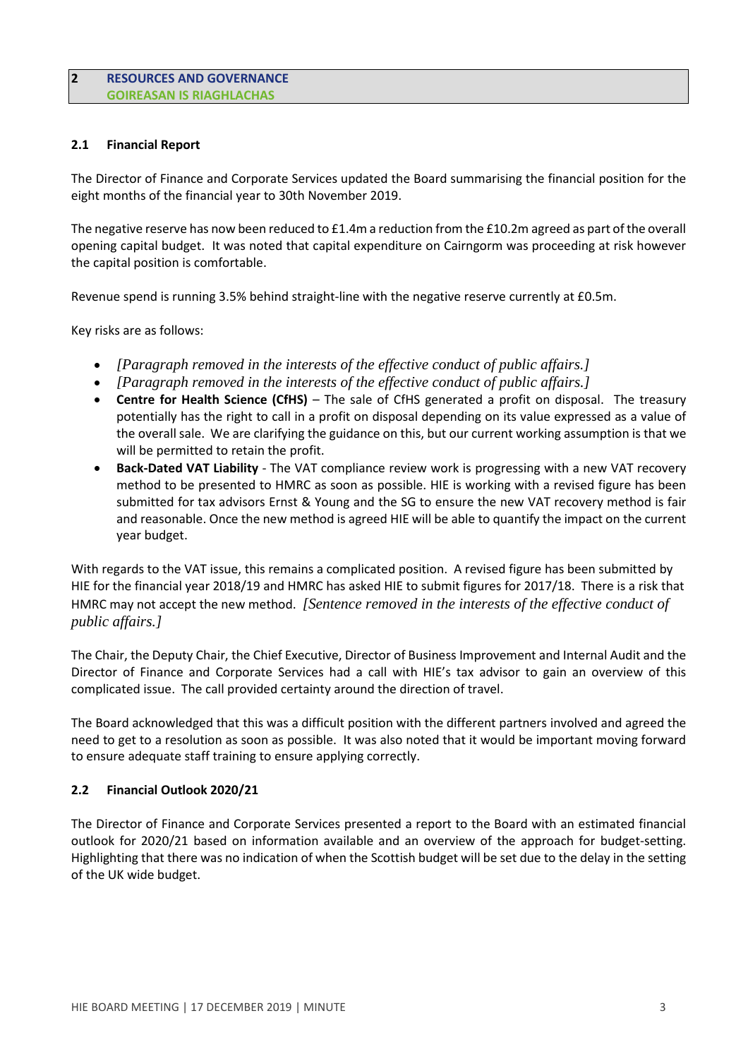## 2 RESOURCES AND GOVERNANCE
## GOIREASAN IS RIAGHLACHAS

### 2.1 Financial Report

The Director of Finance and Corporate Services updated the Board summarising the financial position for the eight months of the financial year to 30th November 2019.

The negative reserve has now been reduced to £1.4m a reduction from the £10.2m agreed as part of the overall opening capital budget. It was noted that capital expenditure on Cairngorm was proceeding at risk however the capital position is comfortable.

Revenue spend is running 3.5% behind straight-line with the negative reserve currently at £0.5m.

Key risks are as follows:

- *[Paragraph removed in the interests of the effective conduct of public affairs.]*
- *[Paragraph removed in the interests of the effective conduct of public affairs.]*
- **Centre for Health Science (CfHS)** – The sale of CfHS generated a profit on disposal. The treasury potentially has the right to call in a profit on disposal depending on its value expressed as a value of the overall sale. We are clarifying the guidance on this, but our current working assumption is that we will be permitted to retain the profit.
- **Back-Dated VAT Liability** - The VAT compliance review work is progressing with a new VAT recovery method to be presented to HMRC as soon as possible. HIE is working with a revised figure has been submitted for tax advisors Ernst & Young and the SG to ensure the new VAT recovery method is fair and reasonable. Once the new method is agreed HIE will be able to quantify the impact on the current year budget.

With regards to the VAT issue, this remains a complicated position. A revised figure has been submitted by HIE for the financial year 2018/19 and HMRC has asked HIE to submit figures for 2017/18. There is a risk that HMRC may not accept the new method. *[Sentence removed in the interests of the effective conduct of public affairs.]*

The Chair, the Deputy Chair, the Chief Executive, Director of Business Improvement and Internal Audit and the Director of Finance and Corporate Services had a call with HIE's tax advisor to gain an overview of this complicated issue. The call provided certainty around the direction of travel.

The Board acknowledged that this was a difficult position with the different partners involved and agreed the need to get to a resolution as soon as possible. It was also noted that it would be important moving forward to ensure adequate staff training to ensure applying correctly.

### 2.2 Financial Outlook 2020/21

The Director of Finance and Corporate Services presented a report to the Board with an estimated financial outlook for 2020/21 based on information available and an overview of the approach for budget-setting. Highlighting that there was no indication of when the Scottish budget will be set due to the delay in the setting of the UK wide budget.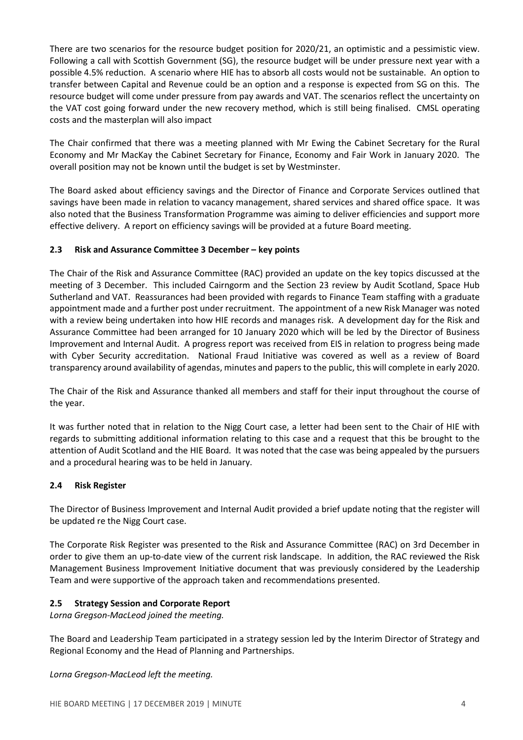There are two scenarios for the resource budget position for 2020/21, an optimistic and a pessimistic view. Following a call with Scottish Government (SG), the resource budget will be under pressure next year with a possible 4.5% reduction. A scenario where HIE has to absorb all costs would not be sustainable. An option to transfer between Capital and Revenue could be an option and a response is expected from SG on this. The resource budget will come under pressure from pay awards and VAT. The scenarios reflect the uncertainty on the VAT cost going forward under the new recovery method, which is still being finalised. CMSL operating costs and the masterplan will also impact

The Chair confirmed that there was a meeting planned with Mr Ewing the Cabinet Secretary for the Rural Economy and Mr MacKay the Cabinet Secretary for Finance, Economy and Fair Work in January 2020. The overall position may not be known until the budget is set by Westminster.

The Board asked about efficiency savings and the Director of Finance and Corporate Services outlined that savings have been made in relation to vacancy management, shared services and shared office space. It was also noted that the Business Transformation Programme was aiming to deliver efficiencies and support more effective delivery. A report on efficiency savings will be provided at a future Board meeting.

### 2.3 Risk and Assurance Committee 3 December – key points

The Chair of the Risk and Assurance Committee (RAC) provided an update on the key topics discussed at the meeting of 3 December. This included Cairngorm and the Section 23 review by Audit Scotland, Space Hub Sutherland and VAT. Reassurances had been provided with regards to Finance Team staffing with a graduate appointment made and a further post under recruitment. The appointment of a new Risk Manager was noted with a review being undertaken into how HIE records and manages risk. A development day for the Risk and Assurance Committee had been arranged for 10 January 2020 which will be led by the Director of Business Improvement and Internal Audit. A progress report was received from EIS in relation to progress being made with Cyber Security accreditation. National Fraud Initiative was covered as well as a review of Board transparency around availability of agendas, minutes and papers to the public, this will complete in early 2020.

The Chair of the Risk and Assurance thanked all members and staff for their input throughout the course of the year.

It was further noted that in relation to the Nigg Court case, a letter had been sent to the Chair of HIE with regards to submitting additional information relating to this case and a request that this be brought to the attention of Audit Scotland and the HIE Board. It was noted that the case was being appealed by the pursuers and a procedural hearing was to be held in January.

### 2.4 Risk Register

The Director of Business Improvement and Internal Audit provided a brief update noting that the register will be updated re the Nigg Court case.

The Corporate Risk Register was presented to the Risk and Assurance Committee (RAC) on 3rd December in order to give them an up-to-date view of the current risk landscape. In addition, the RAC reviewed the Risk Management Business Improvement Initiative document that was previously considered by the Leadership Team and were supportive of the approach taken and recommendations presented.

### 2.5 Strategy Session and Corporate Report

*Lorna Gregson-MacLeod joined the meeting.*

The Board and Leadership Team participated in a strategy session led by the Interim Director of Strategy and Regional Economy and the Head of Planning and Partnerships.

*Lorna Gregson-MacLeod left the meeting.*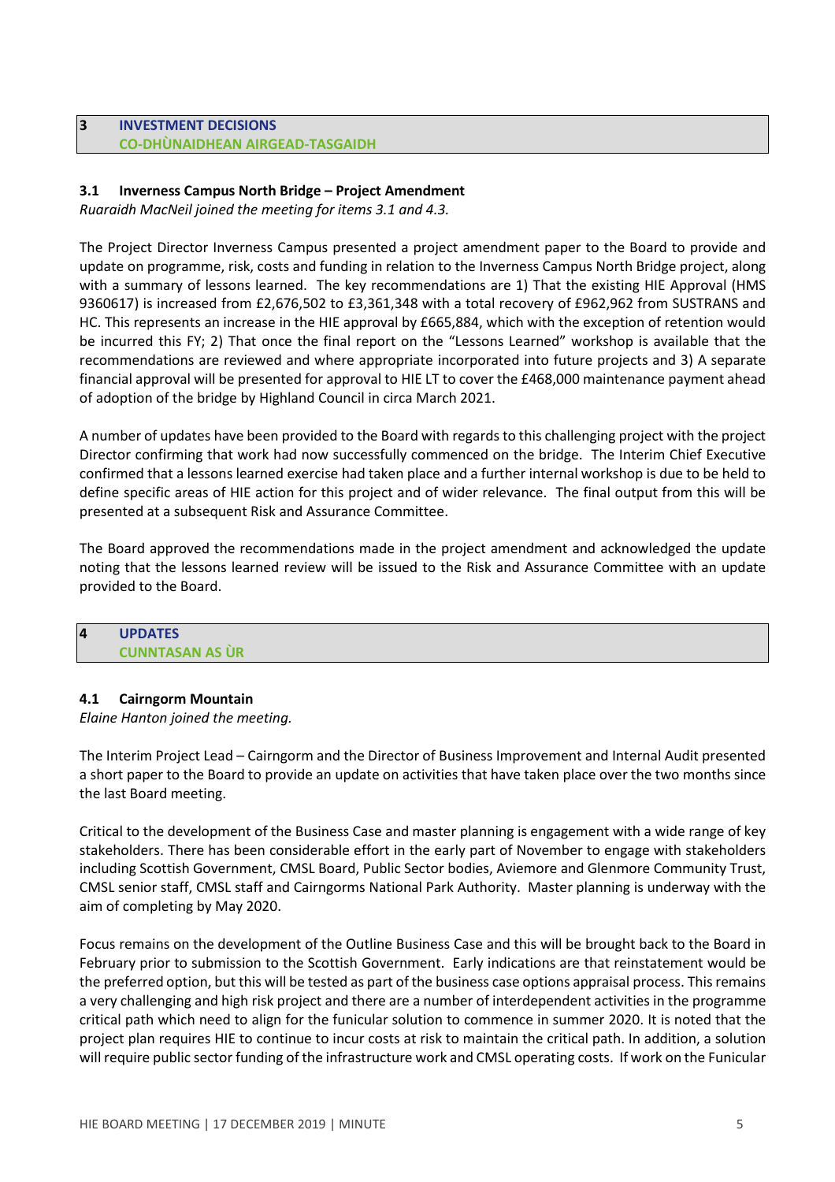## 3 INVESTMENT DECISIONS
## CO-DHÙNAIDHEAN AIRGEAD-TASGAIDH

### 3.1 Inverness Campus North Bridge – Project Amendment

*Ruaraidh MacNeil joined the meeting for items 3.1 and 4.3.*

The Project Director Inverness Campus presented a project amendment paper to the Board to provide and update on programme, risk, costs and funding in relation to the Inverness Campus North Bridge project, along with a summary of lessons learned. The key recommendations are 1) That the existing HIE Approval (HMS 9360617) is increased from £2,676,502 to £3,361,348 with a total recovery of £962,962 from SUSTRANS and HC. This represents an increase in the HIE approval by £665,884, which with the exception of retention would be incurred this FY; 2) That once the final report on the "Lessons Learned" workshop is available that the recommendations are reviewed and where appropriate incorporated into future projects and 3) A separate financial approval will be presented for approval to HIE LT to cover the £468,000 maintenance payment ahead of adoption of the bridge by Highland Council in circa March 2021.

A number of updates have been provided to the Board with regards to this challenging project with the project Director confirming that work had now successfully commenced on the bridge. The Interim Chief Executive confirmed that a lessons learned exercise had taken place and a further internal workshop is due to be held to define specific areas of HIE action for this project and of wider relevance. The final output from this will be presented at a subsequent Risk and Assurance Committee.

The Board approved the recommendations made in the project amendment and acknowledged the update noting that the lessons learned review will be issued to the Risk and Assurance Committee with an update provided to the Board.

## 4 UPDATES
## CUNNTASAN AS ÙR

### 4.1 Cairngorm Mountain

*Elaine Hanton joined the meeting.*

The Interim Project Lead – Cairngorm and the Director of Business Improvement and Internal Audit presented a short paper to the Board to provide an update on activities that have taken place over the two months since the last Board meeting.

Critical to the development of the Business Case and master planning is engagement with a wide range of key stakeholders. There has been considerable effort in the early part of November to engage with stakeholders including Scottish Government, CMSL Board, Public Sector bodies, Aviemore and Glenmore Community Trust, CMSL senior staff, CMSL staff and Cairngorms National Park Authority. Master planning is underway with the aim of completing by May 2020.

Focus remains on the development of the Outline Business Case and this will be brought back to the Board in February prior to submission to the Scottish Government. Early indications are that reinstatement would be the preferred option, but this will be tested as part of the business case options appraisal process. This remains a very challenging and high risk project and there are a number of interdependent activities in the programme critical path which need to align for the funicular solution to commence in summer 2020. It is noted that the project plan requires HIE to continue to incur costs at risk to maintain the critical path. In addition, a solution will require public sector funding of the infrastructure work and CMSL operating costs. If work on the Funicular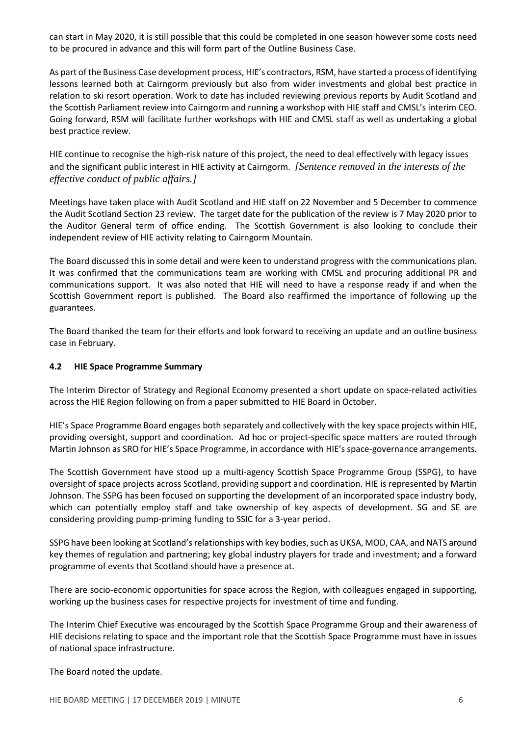can start in May 2020, it is still possible that this could be completed in one season however some costs need to be procured in advance and this will form part of the Outline Business Case.

As part of the Business Case development process, HIE's contractors, RSM, have started a process of identifying lessons learned both at Cairngorm previously but also from wider investments and global best practice in relation to ski resort operation. Work to date has included reviewing previous reports by Audit Scotland and the Scottish Parliament review into Cairngorm and running a workshop with HIE staff and CMSL's interim CEO. Going forward, RSM will facilitate further workshops with HIE and CMSL staff as well as undertaking a global best practice review.

HIE continue to recognise the high-risk nature of this project, the need to deal effectively with legacy issues and the significant public interest in HIE activity at Cairngorm. *[Sentence removed in the interests of the effective conduct of public affairs.]*

Meetings have taken place with Audit Scotland and HIE staff on 22 November and 5 December to commence the Audit Scotland Section 23 review. The target date for the publication of the review is 7 May 2020 prior to the Auditor General term of office ending. The Scottish Government is also looking to conclude their independent review of HIE activity relating to Cairngorm Mountain.

The Board discussed this in some detail and were keen to understand progress with the communications plan. It was confirmed that the communications team are working with CMSL and procuring additional PR and communications support. It was also noted that HIE will need to have a response ready if and when the Scottish Government report is published. The Board also reaffirmed the importance of following up the guarantees.

The Board thanked the team for their efforts and look forward to receiving an update and an outline business case in February.

### 4.2 HIE Space Programme Summary

The Interim Director of Strategy and Regional Economy presented a short update on space-related activities across the HIE Region following on from a paper submitted to HIE Board in October.

HIE's Space Programme Board engages both separately and collectively with the key space projects within HIE, providing oversight, support and coordination. Ad hoc or project-specific space matters are routed through Martin Johnson as SRO for HIE's Space Programme, in accordance with HIE's space-governance arrangements.

The Scottish Government have stood up a multi-agency Scottish Space Programme Group (SSPG), to have oversight of space projects across Scotland, providing support and coordination. HIE is represented by Martin Johnson. The SSPG has been focused on supporting the development of an incorporated space industry body, which can potentially employ staff and take ownership of key aspects of development. SG and SE are considering providing pump-priming funding to SSIC for a 3-year period.

SSPG have been looking at Scotland's relationships with key bodies, such as UKSA, MOD, CAA, and NATS around key themes of regulation and partnering; key global industry players for trade and investment; and a forward programme of events that Scotland should have a presence at.

There are socio-economic opportunities for space across the Region, with colleagues engaged in supporting, working up the business cases for respective projects for investment of time and funding.

The Interim Chief Executive was encouraged by the Scottish Space Programme Group and their awareness of HIE decisions relating to space and the important role that the Scottish Space Programme must have in issues of national space infrastructure.

The Board noted the update.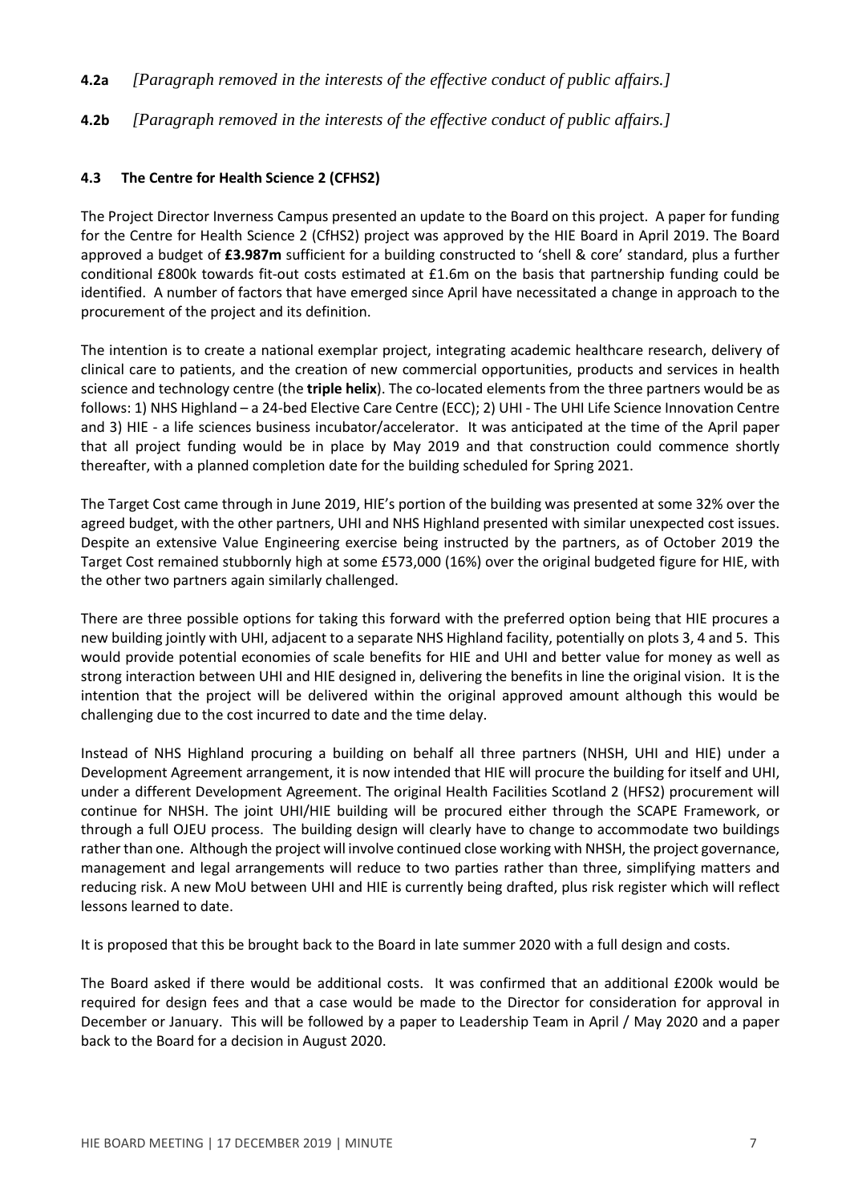**4.2a** *[Paragraph removed in the interests of the effective conduct of public affairs.]*

**4.2b** *[Paragraph removed in the interests of the effective conduct of public affairs.]*

### 4.3 The Centre for Health Science 2 (CFHS2)

The Project Director Inverness Campus presented an update to the Board on this project. A paper for funding for the Centre for Health Science 2 (CfHS2) project was approved by the HIE Board in April 2019. The Board approved a budget of **£3.987m** sufficient for a building constructed to 'shell & core' standard, plus a further conditional £800k towards fit-out costs estimated at £1.6m on the basis that partnership funding could be identified. A number of factors that have emerged since April have necessitated a change in approach to the procurement of the project and its definition.

The intention is to create a national exemplar project, integrating academic healthcare research, delivery of clinical care to patients, and the creation of new commercial opportunities, products and services in health science and technology centre (the **triple helix**). The co-located elements from the three partners would be as follows: 1) NHS Highland – a 24-bed Elective Care Centre (ECC); 2) UHI - The UHI Life Science Innovation Centre and 3) HIE - a life sciences business incubator/accelerator. It was anticipated at the time of the April paper that all project funding would be in place by May 2019 and that construction could commence shortly thereafter, with a planned completion date for the building scheduled for Spring 2021.

The Target Cost came through in June 2019, HIE's portion of the building was presented at some 32% over the agreed budget, with the other partners, UHI and NHS Highland presented with similar unexpected cost issues. Despite an extensive Value Engineering exercise being instructed by the partners, as of October 2019 the Target Cost remained stubbornly high at some £573,000 (16%) over the original budgeted figure for HIE, with the other two partners again similarly challenged.

There are three possible options for taking this forward with the preferred option being that HIE procures a new building jointly with UHI, adjacent to a separate NHS Highland facility, potentially on plots 3, 4 and 5. This would provide potential economies of scale benefits for HIE and UHI and better value for money as well as strong interaction between UHI and HIE designed in, delivering the benefits in line the original vision. It is the intention that the project will be delivered within the original approved amount although this would be challenging due to the cost incurred to date and the time delay.

Instead of NHS Highland procuring a building on behalf all three partners (NHSH, UHI and HIE) under a Development Agreement arrangement, it is now intended that HIE will procure the building for itself and UHI, under a different Development Agreement. The original Health Facilities Scotland 2 (HFS2) procurement will continue for NHSH. The joint UHI/HIE building will be procured either through the SCAPE Framework, or through a full OJEU process. The building design will clearly have to change to accommodate two buildings rather than one. Although the project will involve continued close working with NHSH, the project governance, management and legal arrangements will reduce to two parties rather than three, simplifying matters and reducing risk. A new MoU between UHI and HIE is currently being drafted, plus risk register which will reflect lessons learned to date.

It is proposed that this be brought back to the Board in late summer 2020 with a full design and costs.

The Board asked if there would be additional costs. It was confirmed that an additional £200k would be required for design fees and that a case would be made to the Director for consideration for approval in December or January. This will be followed by a paper to Leadership Team in April / May 2020 and a paper back to the Board for a decision in August 2020.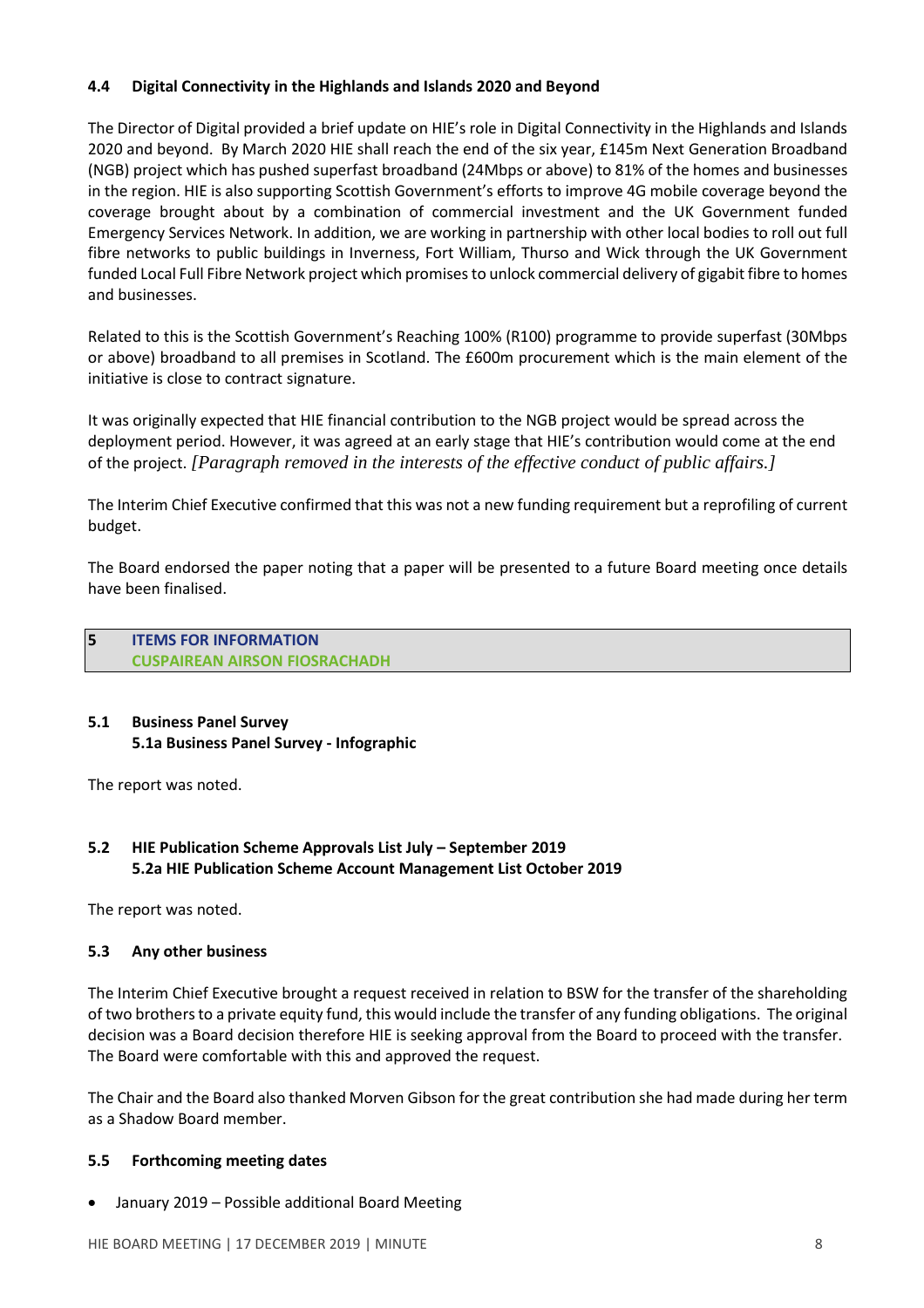### 4.4 Digital Connectivity in the Highlands and Islands 2020 and Beyond

The Director of Digital provided a brief update on HIE's role in Digital Connectivity in the Highlands and Islands 2020 and beyond. By March 2020 HIE shall reach the end of the six year, £145m Next Generation Broadband (NGB) project which has pushed superfast broadband (24Mbps or above) to 81% of the homes and businesses in the region. HIE is also supporting Scottish Government's efforts to improve 4G mobile coverage beyond the coverage brought about by a combination of commercial investment and the UK Government funded Emergency Services Network. In addition, we are working in partnership with other local bodies to roll out full fibre networks to public buildings in Inverness, Fort William, Thurso and Wick through the UK Government funded Local Full Fibre Network project which promises to unlock commercial delivery of gigabit fibre to homes and businesses.

Related to this is the Scottish Government's Reaching 100% (R100) programme to provide superfast (30Mbps or above) broadband to all premises in Scotland. The £600m procurement which is the main element of the initiative is close to contract signature.

It was originally expected that HIE financial contribution to the NGB project would be spread across the deployment period. However, it was agreed at an early stage that HIE's contribution would come at the end of the project. *[Paragraph removed in the interests of the effective conduct of public affairs.]*

The Interim Chief Executive confirmed that this was not a new funding requirement but a reprofiling of current budget.

The Board endorsed the paper noting that a paper will be presented to a future Board meeting once details have been finalised.

## 5 ITEMS FOR INFORMATION
## CUSPAIREAN AIRSON FIOSRACHADH

### 5.1 Business Panel Survey
**5.1a Business Panel Survey - Infographic**

The report was noted.

### 5.2 HIE Publication Scheme Approvals List July – September 2019
**5.2a HIE Publication Scheme Account Management List October 2019**

The report was noted.

### 5.3 Any other business

The Interim Chief Executive brought a request received in relation to BSW for the transfer of the shareholding of two brothers to a private equity fund, this would include the transfer of any funding obligations. The original decision was a Board decision therefore HIE is seeking approval from the Board to proceed with the transfer. The Board were comfortable with this and approved the request.

The Chair and the Board also thanked Morven Gibson for the great contribution she had made during her term as a Shadow Board member.

### 5.5 Forthcoming meeting dates

- January 2019 – Possible additional Board Meeting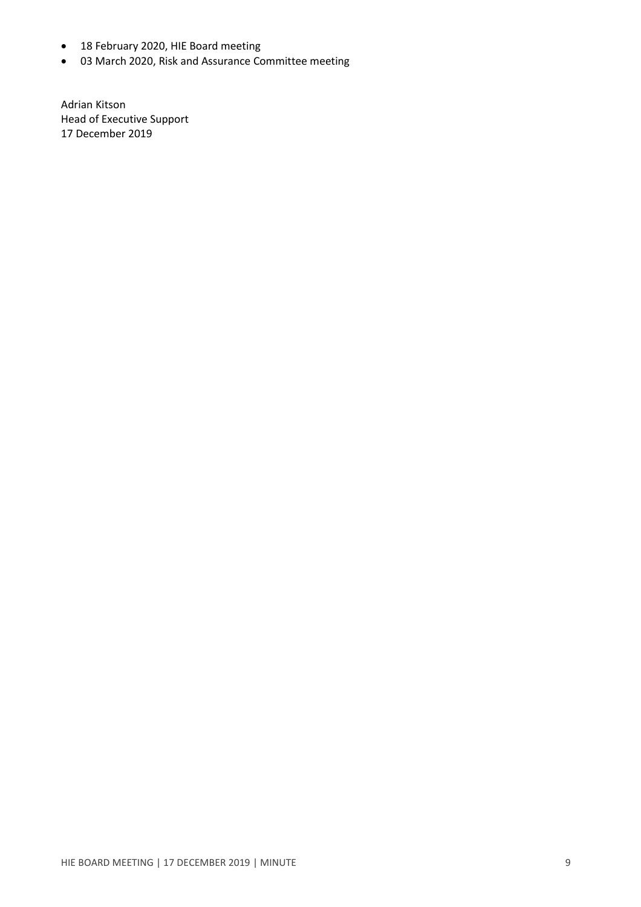- 18 February 2020, HIE Board meeting
- 03 March 2020, Risk and Assurance Committee meeting

Adrian Kitson
Head of Executive Support
17 December 2019